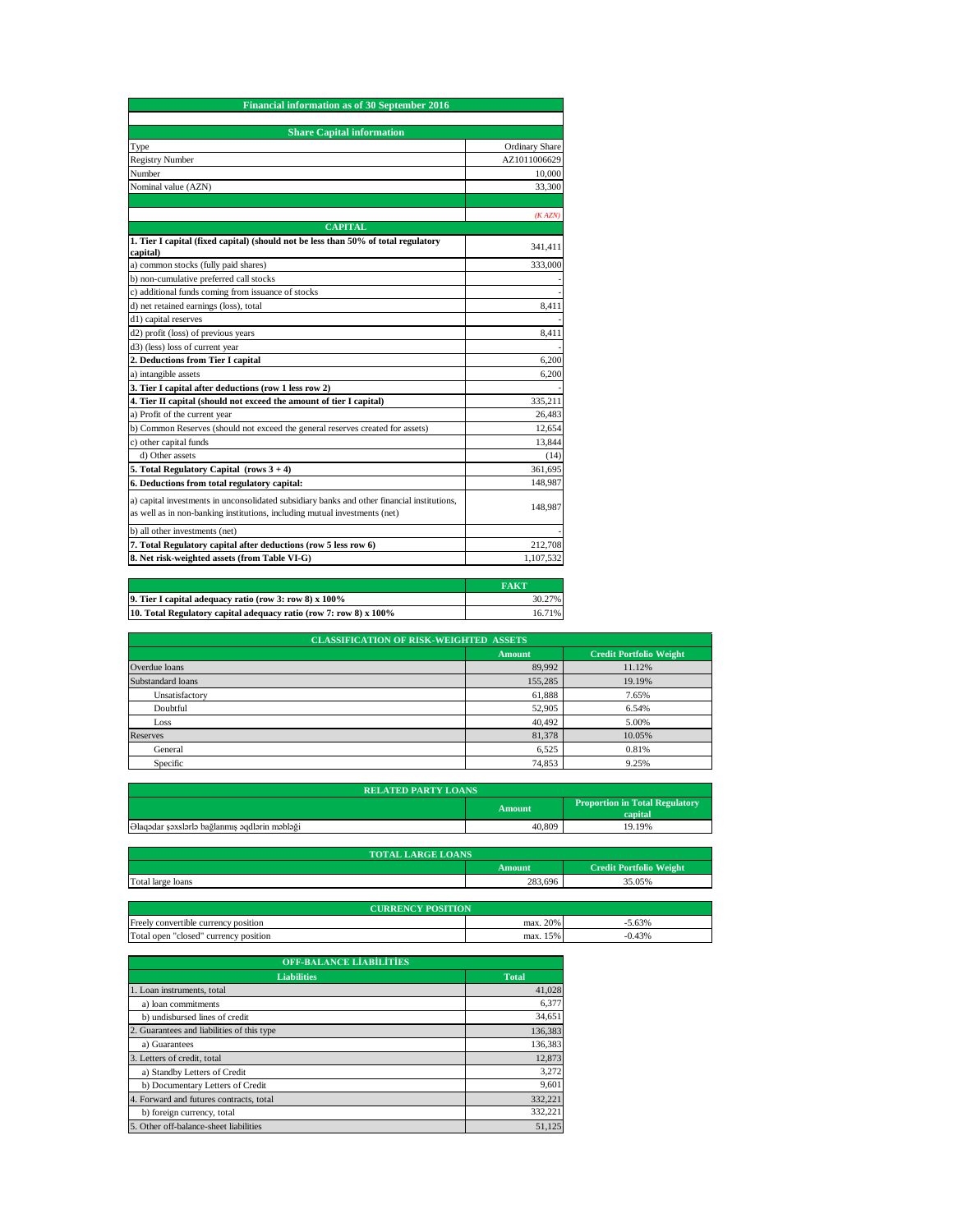# Financial information as of 30 September 2016

## Share Capital information

| | |
|---|---|
| Type | Ordinary Share |
| Registry Number | AZ1011006629 |
| Number | 10,000 |
| Nominal value (AZN) | 33,300 |

## CAPITAL

| | *(K AZN)* |
|---|---|
| **1. Tier I capital (fixed capital) (should not be less than 50% of total regulatory capital)** | 341,411 |
| a) common stocks (fully paid shares) | 333,000 |
| b) non-cumulative preferred call stocks | - |
| c) additional funds coming from issuance of stocks | - |
| d) net retained earnings (loss), total | 8,411 |
| d1) capital reserves | - |
| d2) profit (loss) of previous years | 8,411 |
| d3) (less) loss of current year | - |
| **2. Deductions from Tier I capital** | 6,200 |
| a) intangible assets | 6,200 |
| **3. Tier I capital after deductions (row 1 less row 2)** | - |
| **4. Tier II capital (should not exceed the amount of tier I capital)** | 335,211 |
| a) Profit of the current year | 26,483 |
| b) Common Reserves (should not exceed the general reserves created for assets) | 12,654 |
| c) other capital funds | 13,844 |
| d) Other assets | (14) |
| **5. Total Regulatory Capital (rows 3 + 4)** | 361,695 |
| **6. Deductions from total regulatory capital:** | 148,987 |
| a) capital investments in unconsolidated subsidiary banks and other financial institutions, as well as in non-banking institutions, including mutual investments (net) | 148,987 |
| b) all other investments (net) | - |
| **7. Total Regulatory capital after deductions (row 5 less row 6)** | 212,708 |
| **8. Net risk-weighted assets (from Table VI-G)** | 1,107,532 |

| | FAKT |
|---|---|
| **9. Tier I capital adequacy ratio (row 3: row 8) x 100%** | 30.27% |
| **10. Total Regulatory capital adequacy ratio (row 7: row 8) x 100%** | 16.71% |

## CLASSIFICATION OF RISK-WEIGHTED ASSETS

| | Amount | Credit Portfolio Weight |
|---|---|---|
| Overdue loans | 89,992 | 11.12% |
| Substandard loans | 155,285 | 19.19% |
| Unsatisfactory | 61,888 | 7.65% |
| Doubtful | 52,905 | 6.54% |
| Loss | 40,492 | 5.00% |
| Reserves | 81,378 | 10.05% |
| General | 6,525 | 0.81% |
| Specific | 74,853 | 9.25% |

## RELATED PARTY LOANS

| | Amount | Proportion in Total Regulatory capital |
|---|---|---|
| Əlaqədar şəxslərlə bağlanmış əqdlərin məbləği | 40,809 | 19.19% |

## TOTAL LARGE LOANS

| | Amount | Credit Portfolio Weight |
|---|---|---|
| Total large loans | 283,696 | 35.05% |

## CURRENCY POSITION

| | | |
|---|---|---|
| Freely convertible currency position | max. 20% | -5.63% |
| Total open "closed" currency position | max. 15% | -0.43% |

## OFF-BALANCE LİABİLİTİES

| Liabilities | Total |
|---|---|
| 1. Loan instruments, total | 41,028 |
| a) loan commitments | 6,377 |
| b) undisbursed lines of credit | 34,651 |
| 2. Guarantees and liabilities of this type | 136,383 |
| a) Guarantees | 136,383 |
| 3. Letters of credit, total | 12,873 |
| a) Standby Letters of Credit | 3,272 |
| b) Documentary Letters of Credit | 9,601 |
| 4. Forward and futures contracts, total | 332,221 |
| b) foreign currency, total | 332,221 |
| 5. Other off-balance-sheet liabilities | 51,125 |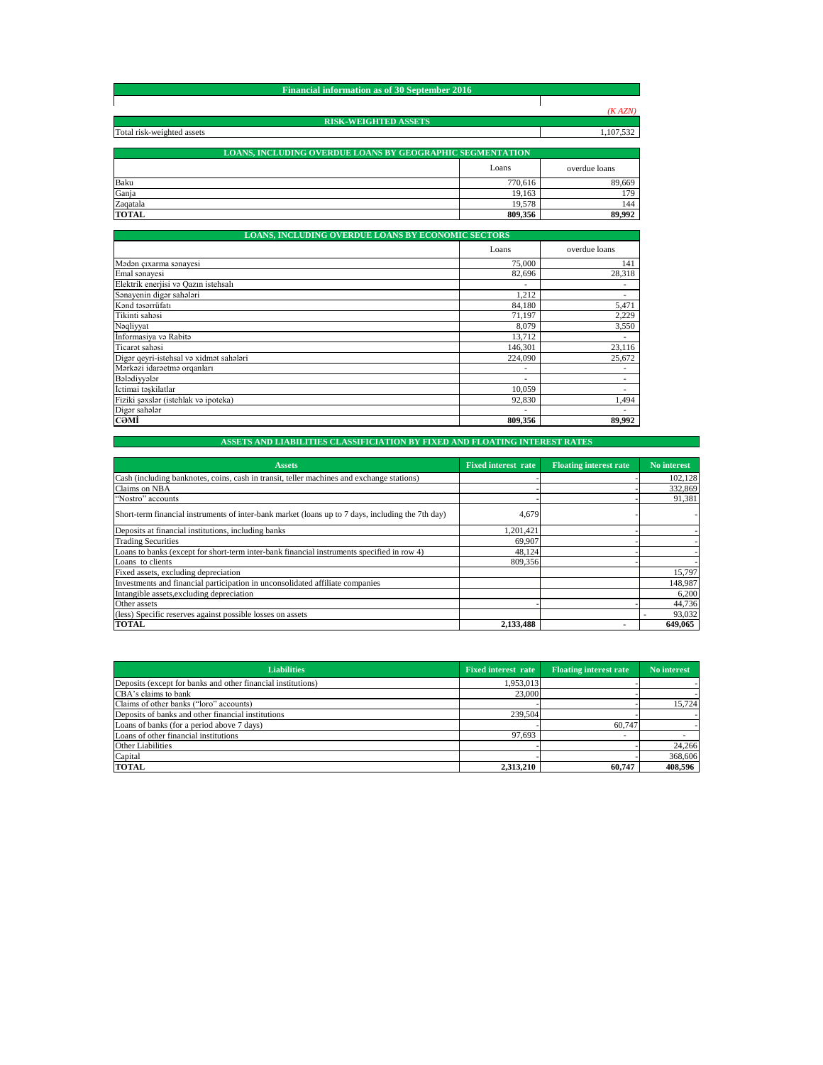## Financial information as of 30 September 2016

*(K AZN)*

| RISK-WEIGHTED ASSETS | |
|---|---|
| Total risk-weighted assets | 1,107,532 |

### LOANS, INCLUDING OVERDUE LOANS BY GEOGRAPHIC SEGMENTATION

| | Loans | overdue loans |
|---|---|---|
| Baku | 770,616 | 89,669 |
| Ganja | 19,163 | 179 |
| Zaqatala | 19,578 | 144 |
| **TOTAL** | **809,356** | **89,992** |

### LOANS, INCLUDING OVERDUE LOANS BY ECONOMIC SECTORS

| | Loans | overdue loans |
|---|---|---|
| Mədən çıxarma sənayesi | 75,000 | 141 |
| Emal sənayesi | 82,696 | 28,318 |
| Elektrik enerjisi və Qazın istehsalı | - | - |
| Sənayenin digər sahələri | 1,212 | - |
| Kənd təsərrüfatı | 84,180 | 5,471 |
| Tikinti sahəsi | 71,197 | 2,229 |
| Nəqliyyat | 8,079 | 3,550 |
| İnformasiya və Rabitə | 13,712 | - |
| Ticarət sahəsi | 146,301 | 23,116 |
| Digər qeyri-istehsal və xidmət sahələri | 224,090 | 25,672 |
| Mərkəzi idarəetmə orqanları | - | - |
| Bələdiyyələr | - | - |
| İctimai təşkilatlar | 10,059 | - |
| Fiziki şəxslər (istehlak və ipoteka) | 92,830 | 1,494 |
| Digər sahələr | - | - |
| **CƏMİ** | **809,356** | **89,992** |

### ASSETS AND LIABILITIES CLASSIFICIATION BY FIXED AND FLOATING INTEREST RATES

| Assets | Fixed interest rate | Floating interest rate | No interest |
|---|---|---|---|
| Cash (including banknotes, coins, cash in transit, teller machines and exchange stations) | - | - | 102,128 |
| Claims on NBA | - | - | 332,869 |
| "Nostro" accounts | - | - | 91,381 |
| Short-term financial instruments of inter-bank market (loans up to 7 days, including the 7th day) | 4,679 | - | - |
| Deposits at financial institutions, including banks | 1,201,421 | - | - |
| Trading Securities | 69,907 | - | - |
| Loans to banks (except for short-term inter-bank financial instruments specified in row 4) | 48,124 | - | - |
| Loans to clients | 809,356 | - | - |
| Fixed assets, excluding depreciation | | | 15,797 |
| Investments and financial participation in unconsolidated affiliate companies | | | 148,987 |
| Intangible assets,excluding depreciation | | | 6,200 |
| Other assets | - | - | 44,736 |
| (less) Specific reserves against possible losses on assets | | | - 93,032 |
| **TOTAL** | **2,133,488** | **-** | **649,065** |

| Liabilities | Fixed interest rate | Floating interest rate | No interest |
|---|---|---|---|
| Deposits (except for banks and other financial institutions) | 1,953,013 | - | - |
| CBA's claims to bank | 23,000 | - | - |
| Claims of other banks ("loro" accounts) | - | - | 15,724 |
| Deposits of banks and other financial institutions | 239,504 | - | - |
| Loans of banks (for a period above 7 days) | - | 60,747 | - |
| Loans of other financial institutions | 97,693 | - | - |
| Other Liabilities | - | - | 24,266 |
| Capital | - | - | 368,606 |
| **TOTAL** | **2,313,210** | **60,747** | **408,596** |